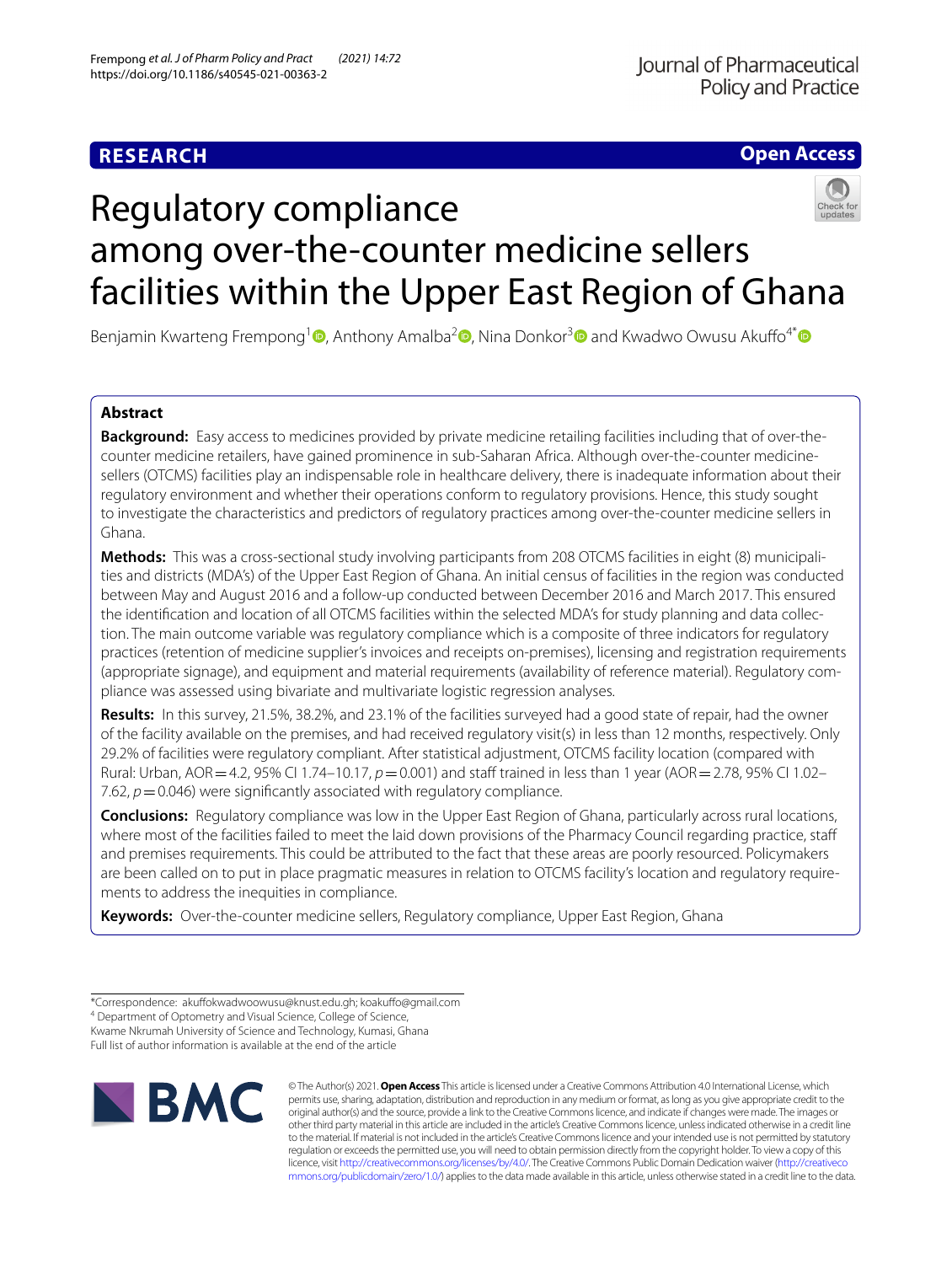RESEARCH

Open Access

# Regulatory compliance among over-the-counter medicine sellers facilities within the Upper East Region of Ghana

Benjamin Kwarteng Frempong[1], Anthony Amalba[2], Nina Donkor[3] and Kwadwo Owusu Akuffo[4*]

## Abstract

**Background:** Easy access to medicines provided by private medicine retailing facilities including that of over-the-counter medicine retailers, have gained prominence in sub-Saharan Africa. Although over-the-counter medicine-sellers (OTCMS) facilities play an indispensable role in healthcare delivery, there is inadequate information about their regulatory environment and whether their operations conform to regulatory provisions. Hence, this study sought to investigate the characteristics and predictors of regulatory practices among over-the-counter medicine sellers in Ghana.

**Methods:** This was a cross-sectional study involving participants from 208 OTCMS facilities in eight (8) municipalities and districts (MDA's) of the Upper East Region of Ghana. An initial census of facilities in the region was conducted between May and August 2016 and a follow-up conducted between December 2016 and March 2017. This ensured the identification and location of all OTCMS facilities within the selected MDA's for study planning and data collection. The main outcome variable was regulatory compliance which is a composite of three indicators for regulatory practices (retention of medicine supplier's invoices and receipts on-premises), licensing and registration requirements (appropriate signage), and equipment and material requirements (availability of reference material). Regulatory compliance was assessed using bivariate and multivariate logistic regression analyses.

**Results:** In this survey, 21.5%, 38.2%, and 23.1% of the facilities surveyed had a good state of repair, had the owner of the facility available on the premises, and had received regulatory visit(s) in less than 12 months, respectively. Only 29.2% of facilities were regulatory compliant. After statistical adjustment, OTCMS facility location (compared with Rural: Urban, AOR = 4.2, 95% CI 1.74–10.17, $p = 0.001$) and staff trained in less than 1 year (AOR = 2.78, 95% CI 1.02–7.62, $p = 0.046$) were significantly associated with regulatory compliance.

**Conclusions:** Regulatory compliance was low in the Upper East Region of Ghana, particularly across rural locations, where most of the facilities failed to meet the laid down provisions of the Pharmacy Council regarding practice, staff and premises requirements. This could be attributed to the fact that these areas are poorly resourced. Policymakers are been called on to put in place pragmatic measures in relation to OTCMS facility's location and regulatory requirements to address the inequities in compliance.

**Keywords:** Over-the-counter medicine sellers, Regulatory compliance, Upper East Region, Ghana

*Correspondence: akuffokwadwoowusu@knust.edu.gh; koakuffo@gmail.com
[4] Department of Optometry and Visual Science, College of Science, Kwame Nkrumah University of Science and Technology, Kumasi, Ghana
Full list of author information is available at the end of the article

© The Author(s) 2021. **Open Access** This article is licensed under a Creative Commons Attribution 4.0 International License, which permits use, sharing, adaptation, distribution and reproduction in any medium or format, as long as you give appropriate credit to the original author(s) and the source, provide a link to the Creative Commons licence, and indicate if changes were made. The images or other third party material in this article are included in the article's Creative Commons licence, unless indicated otherwise in a credit line to the material. If material is not included in the article's Creative Commons licence and your intended use is not permitted by statutory regulation or exceeds the permitted use, you will need to obtain permission directly from the copyright holder. To view a copy of this licence, visit http://creativecommons.org/licenses/by/4.0/. The Creative Commons Public Domain Dedication waiver (http://creativecommons.org/publicdomain/zero/1.0/) applies to the data made available in this article, unless otherwise stated in a credit line to the data.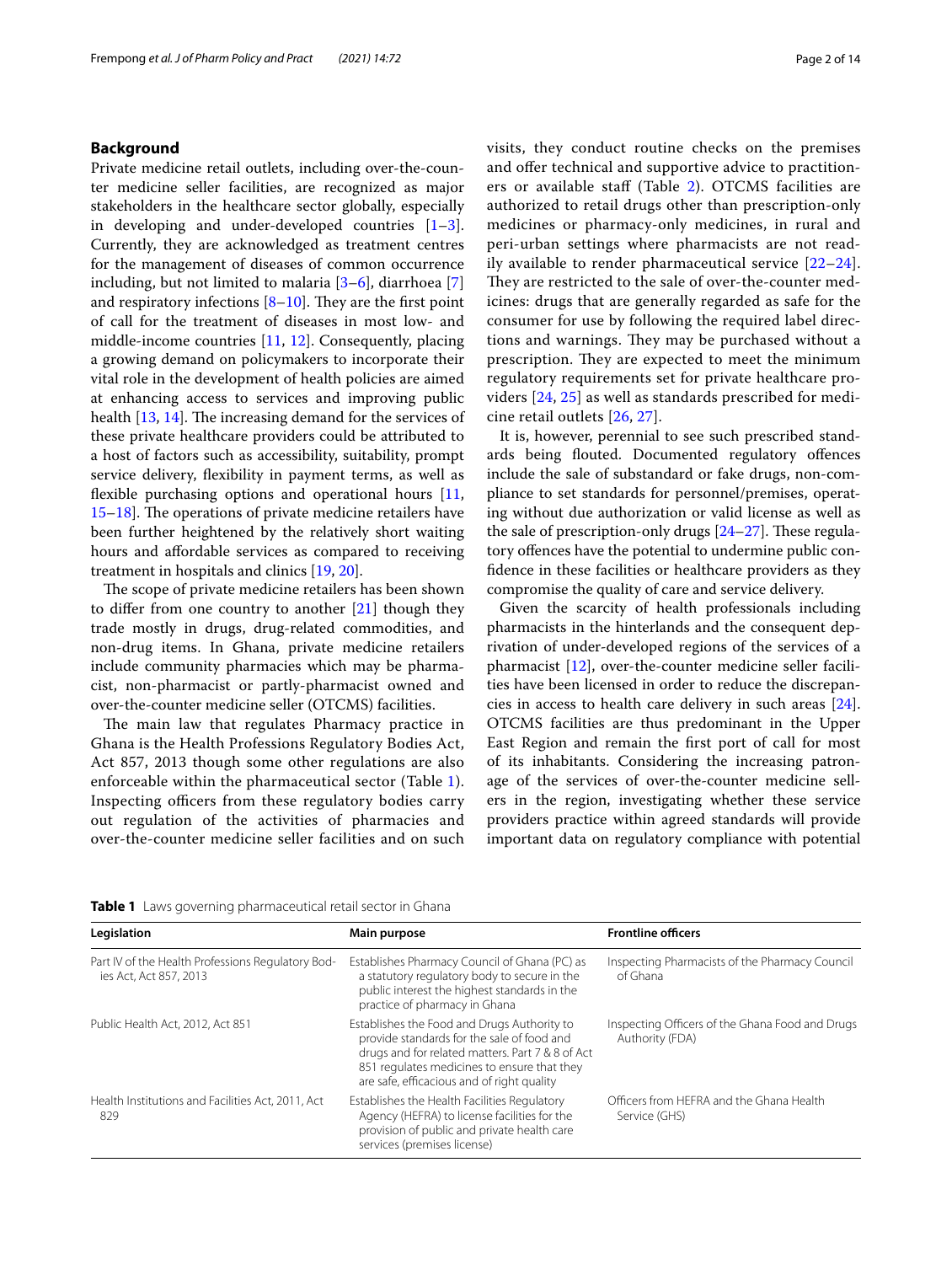## Background

Private medicine retail outlets, including over-the-counter medicine seller facilities, are recognized as major stakeholders in the healthcare sector globally, especially in developing and under-developed countries [1–3]. Currently, they are acknowledged as treatment centres for the management of diseases of common occurrence including, but not limited to malaria [3–6], diarrhoea [7] and respiratory infections [8–10]. They are the first point of call for the treatment of diseases in most low- and middle-income countries [11, 12]. Consequently, placing a growing demand on policymakers to incorporate their vital role in the development of health policies are aimed at enhancing access to services and improving public health [13, 14]. The increasing demand for the services of these private healthcare providers could be attributed to a host of factors such as accessibility, suitability, prompt service delivery, flexibility in payment terms, as well as flexible purchasing options and operational hours [11, 15–18]. The operations of private medicine retailers have been further heightened by the relatively short waiting hours and affordable services as compared to receiving treatment in hospitals and clinics [19, 20].

The scope of private medicine retailers has been shown to differ from one country to another [21] though they trade mostly in drugs, drug-related commodities, and non-drug items. In Ghana, private medicine retailers include community pharmacies which may be pharmacist, non-pharmacist or partly-pharmacist owned and over-the-counter medicine seller (OTCMS) facilities.

The main law that regulates Pharmacy practice in Ghana is the Health Professions Regulatory Bodies Act, Act 857, 2013 though some other regulations are also enforceable within the pharmaceutical sector (Table 1). Inspecting officers from these regulatory bodies carry out regulation of the activities of pharmacies and over-the-counter medicine seller facilities and on such visits, they conduct routine checks on the premises and offer technical and supportive advice to practitioners or available staff (Table 2). OTCMS facilities are authorized to retail drugs other than prescription-only medicines or pharmacy-only medicines, in rural and peri-urban settings where pharmacists are not readily available to render pharmaceutical service [22–24]. They are restricted to the sale of over-the-counter medicines: drugs that are generally regarded as safe for the consumer for use by following the required label directions and warnings. They may be purchased without a prescription. They are expected to meet the minimum regulatory requirements set for private healthcare providers [24, 25] as well as standards prescribed for medicine retail outlets [26, 27].

It is, however, perennial to see such prescribed standards being flouted. Documented regulatory offences include the sale of substandard or fake drugs, non-compliance to set standards for personnel/premises, operating without due authorization or valid license as well as the sale of prescription-only drugs [24–27]. These regulatory offences have the potential to undermine public confidence in these facilities or healthcare providers as they compromise the quality of care and service delivery.

Given the scarcity of health professionals including pharmacists in the hinterlands and the consequent deprivation of under-developed regions of the services of a pharmacist [12], over-the-counter medicine seller facilities have been licensed in order to reduce the discrepancies in access to health care delivery in such areas [24]. OTCMS facilities are thus predominant in the Upper East Region and remain the first port of call for most of its inhabitants. Considering the increasing patronage of the services of over-the-counter medicine sellers in the region, investigating whether these service providers practice within agreed standards will provide important data on regulatory compliance with potential

**Table 1** Laws governing pharmaceutical retail sector in Ghana

| Legislation | Main purpose | Frontline officers |
|---|---|---|
| Part IV of the Health Professions Regulatory Bodies Act, Act 857, 2013 | Establishes Pharmacy Council of Ghana (PC) as a statutory regulatory body to secure in the public interest the highest standards in the practice of pharmacy in Ghana | Inspecting Pharmacists of the Pharmacy Council of Ghana |
| Public Health Act, 2012, Act 851 | Establishes the Food and Drugs Authority to provide standards for the sale of food and drugs and for related matters. Part 7 & 8 of Act 851 regulates medicines to ensure that they are safe, efficacious and of right quality | Inspecting Officers of the Ghana Food and Drugs Authority (FDA) |
| Health Institutions and Facilities Act, 2011, Act 829 | Establishes the Health Facilities Regulatory Agency (HEFRA) to license facilities for the provision of public and private health care services (premises license) | Officers from HEFRA and the Ghana Health Service (GHS) |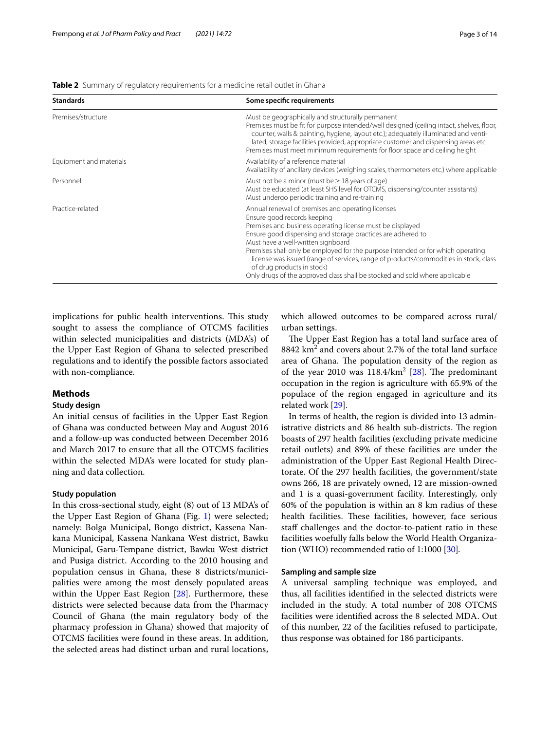**Table 2** Summary of regulatory requirements for a medicine retail outlet in Ghana

| Standards | Some specific requirements |
|---|---|
| Premises/structure | Must be geographically and structurally permanent<br>Premises must be fit for purpose intended/well designed (ceiling intact, shelves, floor, counter, walls & painting, hygiene, layout etc.); adequately illuminated and ventilated, storage facilities provided, appropriate customer and dispensing areas etc<br>Premises must meet minimum requirements for floor space and ceiling height |
| Equipment and materials | Availability of a reference material<br>Availability of ancillary devices (weighing scales, thermometers etc.) where applicable |
| Personnel | Must not be a minor (must be ≥ 18 years of age)<br>Must be educated (at least SHS level for OTCMS, dispensing/counter assistants)<br>Must undergo periodic training and re-training |
| Practice-related | Annual renewal of premises and operating licenses<br>Ensure good records keeping<br>Premises and business operating license must be displayed<br>Ensure good dispensing and storage practices are adhered to<br>Must have a well-written signboard<br>Premises shall only be employed for the purpose intended or for which operating license was issued (range of services, range of products/commodities in stock, class of drug products in stock)<br>Only drugs of the approved class shall be stocked and sold where applicable |

implications for public health interventions. This study sought to assess the compliance of OTCMS facilities within selected municipalities and districts (MDA's) of the Upper East Region of Ghana to selected prescribed regulations and to identify the possible factors associated with non-compliance.

## Methods

### Study design

An initial census of facilities in the Upper East Region of Ghana was conducted between May and August 2016 and a follow-up was conducted between December 2016 and March 2017 to ensure that all the OTCMS facilities within the selected MDA's were located for study planning and data collection.

#### Study population

In this cross-sectional study, eight (8) out of 13 MDA's of the Upper East Region of Ghana (Fig. 1) were selected; namely: Bolga Municipal, Bongo district, Kassena Nankana Municipal, Kassena Nankana West district, Bawku Municipal, Garu-Tempane district, Bawku West district and Pusiga district. According to the 2010 housing and population census in Ghana, these 8 districts/municipalities were among the most densely populated areas within the Upper East Region [28]. Furthermore, these districts were selected because data from the Pharmacy Council of Ghana (the main regulatory body of the pharmacy profession in Ghana) showed that majority of OTCMS facilities were found in these areas. In addition, the selected areas had distinct urban and rural locations, which allowed outcomes to be compared across rural/urban settings.

The Upper East Region has a total land surface area of 8842 km$^2$ and covers about 2.7% of the total land surface area of Ghana. The population density of the region as of the year 2010 was 118.4/km$^2$ [28]. The predominant occupation in the region is agriculture with 65.9% of the populace of the region engaged in agriculture and its related work [29].

In terms of health, the region is divided into 13 administrative districts and 86 health sub-districts. The region boasts of 297 health facilities (excluding private medicine retail outlets) and 89% of these facilities are under the administration of the Upper East Regional Health Directorate. Of the 297 health facilities, the government/state owns 266, 18 are privately owned, 12 are mission-owned and 1 is a quasi-government facility. Interestingly, only 60% of the population is within an 8 km radius of these health facilities. These facilities, however, face serious staff challenges and the doctor-to-patient ratio in these facilities woefully falls below the World Health Organization (WHO) recommended ratio of 1:1000 [30].

#### Sampling and sample size

A universal sampling technique was employed, and thus, all facilities identified in the selected districts were included in the study. A total number of 208 OTCMS facilities were identified across the 8 selected MDA. Out of this number, 22 of the facilities refused to participate, thus response was obtained for 186 participants.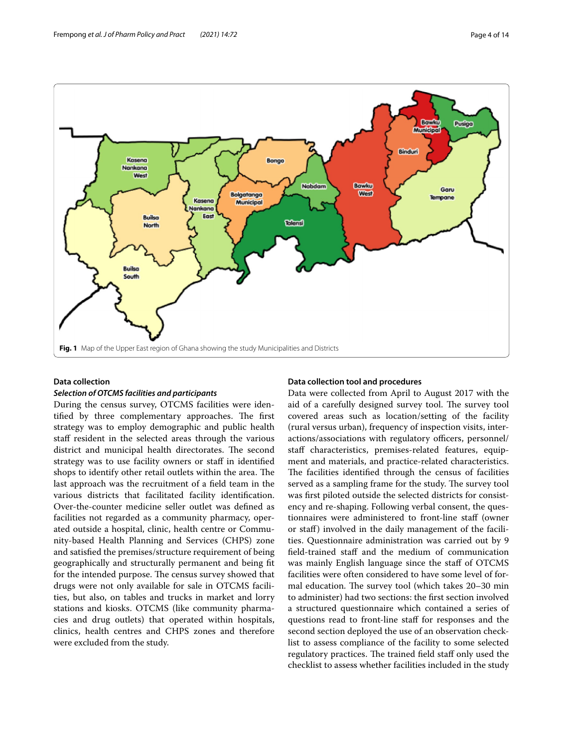Kasena Nankana West

Kasena Nankana East

Bongo

Bolgatanga Municipal

Nabdam

Bawku West

Bawku Municipal

Pusiga

Binduri

Garu Tempane

Talensi

Builsa North

Builsa South

**Fig. 1** Map of the Upper East region of Ghana showing the study Municipalities and Districts

## Data collection

### *Selection of OTCMS facilities and participants*

During the census survey, OTCMS facilities were identified by three complementary approaches. The first strategy was to employ demographic and public health staff resident in the selected areas through the various district and municipal health directorates. The second strategy was to use facility owners or staff in identified shops to identify other retail outlets within the area. The last approach was the recruitment of a field team in the various districts that facilitated facility identification. Over-the-counter medicine seller outlet was defined as facilities not regarded as a community pharmacy, operated outside a hospital, clinic, health centre or Community-based Health Planning and Services (CHPS) zone and satisfied the premises/structure requirement of being geographically and structurally permanent and being fit for the intended purpose. The census survey showed that drugs were not only available for sale in OTCMS facilities, but also, on tables and trucks in market and lorry stations and kiosks. OTCMS (like community pharmacies and drug outlets) that operated within hospitals, clinics, health centres and CHPS zones and therefore were excluded from the study.

## Data collection tool and procedures

Data were collected from April to August 2017 with the aid of a carefully designed survey tool. The survey tool covered areas such as location/setting of the facility (rural versus urban), frequency of inspection visits, interactions/associations with regulatory officers, personnel/staff characteristics, premises-related features, equipment and materials, and practice-related characteristics. The facilities identified through the census of facilities served as a sampling frame for the study. The survey tool was first piloted outside the selected districts for consistency and re-shaping. Following verbal consent, the questionnaires were administered to front-line staff (owner or staff) involved in the daily management of the facilities. Questionnaire administration was carried out by 9 field-trained staff and the medium of communication was mainly English language since the staff of OTCMS facilities were often considered to have some level of formal education. The survey tool (which takes 20–30 min to administer) had two sections: the first section involved a structured questionnaire which contained a series of questions read to front-line staff for responses and the second section deployed the use of an observation checklist to assess compliance of the facility to some selected regulatory practices. The trained field staff only used the checklist to assess whether facilities included in the study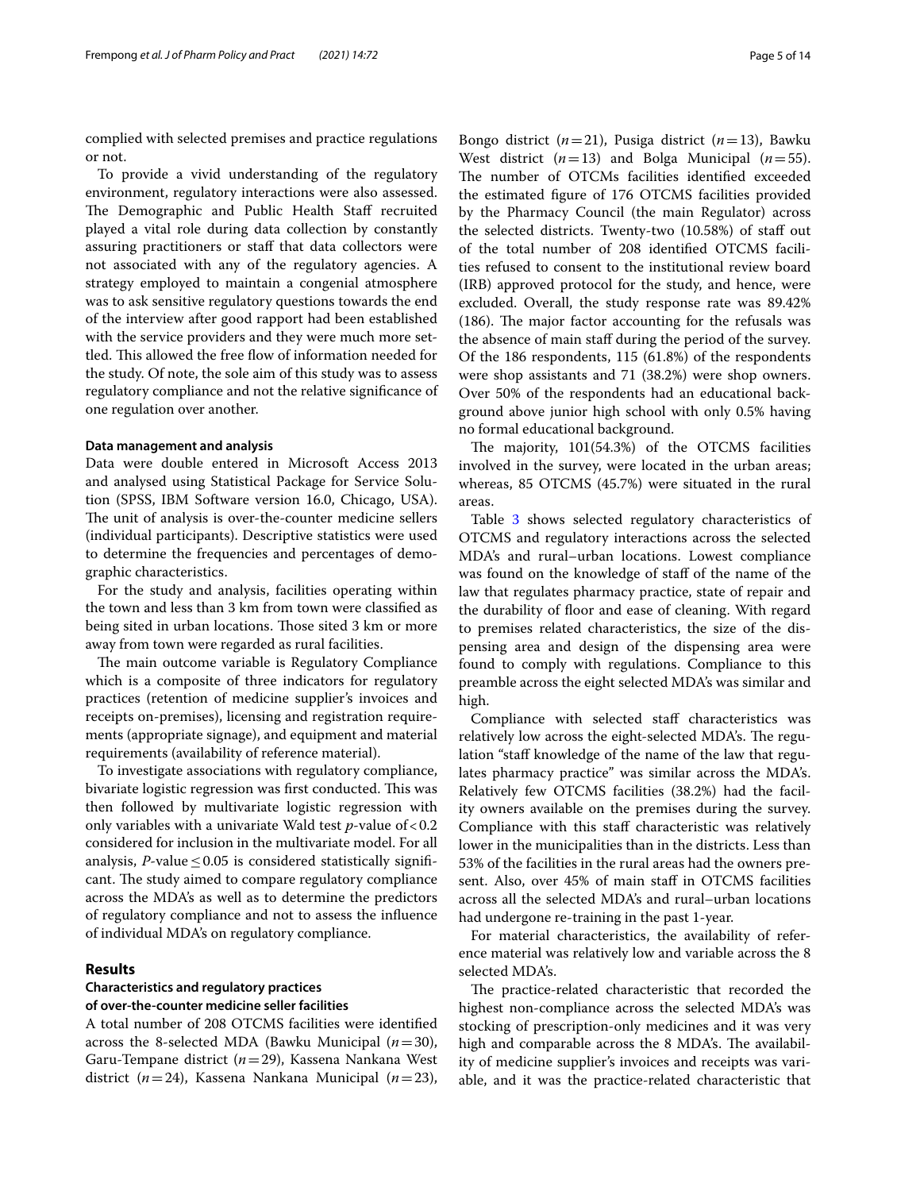complied with selected premises and practice regulations or not.

To provide a vivid understanding of the regulatory environment, regulatory interactions were also assessed. The Demographic and Public Health Staff recruited played a vital role during data collection by constantly assuring practitioners or staff that data collectors were not associated with any of the regulatory agencies. A strategy employed to maintain a congenial atmosphere was to ask sensitive regulatory questions towards the end of the interview after good rapport had been established with the service providers and they were much more settled. This allowed the free flow of information needed for the study. Of note, the sole aim of this study was to assess regulatory compliance and not the relative significance of one regulation over another.

#### Data management and analysis

Data were double entered in Microsoft Access 2013 and analysed using Statistical Package for Service Solution (SPSS, IBM Software version 16.0, Chicago, USA). The unit of analysis is over-the-counter medicine sellers (individual participants). Descriptive statistics were used to determine the frequencies and percentages of demographic characteristics.

For the study and analysis, facilities operating within the town and less than 3 km from town were classified as being sited in urban locations. Those sited 3 km or more away from town were regarded as rural facilities.

The main outcome variable is Regulatory Compliance which is a composite of three indicators for regulatory practices (retention of medicine supplier's invoices and receipts on-premises), licensing and registration requirements (appropriate signage), and equipment and material requirements (availability of reference material).

To investigate associations with regulatory compliance, bivariate logistic regression was first conducted. This was then followed by multivariate logistic regression with only variables with a univariate Wald test *p*-value of $<0.2$ considered for inclusion in the multivariate model. For all analysis, *P*-value $\leq 0.05$ is considered statistically significant. The study aimed to compare regulatory compliance across the MDA's as well as to determine the predictors of regulatory compliance and not to assess the influence of individual MDA's on regulatory compliance.

## Results

### Characteristics and regulatory practices of over-the-counter medicine seller facilities

A total number of 208 OTCMS facilities were identified across the 8-selected MDA (Bawku Municipal ($n=30$), Garu-Tempane district ($n=29$), Kassena Nankana West district ($n=24$), Kassena Nankana Municipal ($n=23$), Bongo district ($n=21$), Pusiga district ($n=13$), Bawku West district ($n=13$) and Bolga Municipal ($n=55$). The number of OTCMs facilities identified exceeded the estimated figure of 176 OTCMS facilities provided by the Pharmacy Council (the main Regulator) across the selected districts. Twenty-two (10.58%) of staff out of the total number of 208 identified OTCMS facilities refused to consent to the institutional review board (IRB) approved protocol for the study, and hence, were excluded. Overall, the study response rate was 89.42% (186). The major factor accounting for the refusals was the absence of main staff during the period of the survey. Of the 186 respondents, 115 (61.8%) of the respondents were shop assistants and 71 (38.2%) were shop owners. Over 50% of the respondents had an educational background above junior high school with only 0.5% having no formal educational background.

The majority, 101(54.3%) of the OTCMS facilities involved in the survey, were located in the urban areas; whereas, 85 OTCMS (45.7%) were situated in the rural areas.

Table 3 shows selected regulatory characteristics of OTCMS and regulatory interactions across the selected MDA's and rural–urban locations. Lowest compliance was found on the knowledge of staff of the name of the law that regulates pharmacy practice, state of repair and the durability of floor and ease of cleaning. With regard to premises related characteristics, the size of the dispensing area and design of the dispensing area were found to comply with regulations. Compliance to this preamble across the eight selected MDA's was similar and high.

Compliance with selected staff characteristics was relatively low across the eight-selected MDA's. The regulation "staff knowledge of the name of the law that regulates pharmacy practice" was similar across the MDA's. Relatively few OTCMS facilities (38.2%) had the facility owners available on the premises during the survey. Compliance with this staff characteristic was relatively lower in the municipalities than in the districts. Less than 53% of the facilities in the rural areas had the owners present. Also, over 45% of main staff in OTCMS facilities across all the selected MDA's and rural–urban locations had undergone re-training in the past 1-year.

For material characteristics, the availability of reference material was relatively low and variable across the 8 selected MDA's.

The practice-related characteristic that recorded the highest non-compliance across the selected MDA's was stocking of prescription-only medicines and it was very high and comparable across the 8 MDA's. The availability of medicine supplier's invoices and receipts was variable, and it was the practice-related characteristic that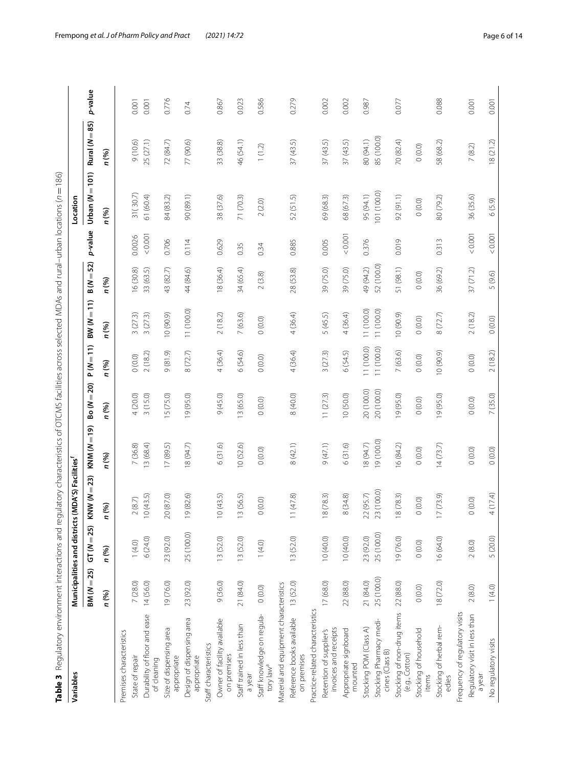**Table 3** Regulatory environment interactions and regulatory characteristics of OTCMS facilities across selected MDAs and rural–urban locations (*n* = 186)

| Variables | Municipalities and districts (MDA'S) Facilities[f] | | | | | | | | | Location | | |
|---|---|---|---|---|---|---|---|---|---|---|---|---|
| | BM (*N* = 25) | GT (*N* = 25) | KNW (*N* = 23) | KNM (*N* = 19) | Bo (*N* = 20) | P (*N* = 11) | BW (*N* = 11) | B (*N* = 52) | *p*-value | Urban (*N* = 101) | Rural (*N* = 85) | *p*-value |
| | *n* (%) | *n* (%) | *n* (%) | *n* (%) | *n* (%) | *n* (%) | *n* (%) | *n* (%) | | *n* (%) | *n* (%) | |
| Premises characteristics | | | | | | | | | | | | |
| State of repair | 7 (28.0) | 1 (4.0) | 2 (8.7) | 7 (36.8) | 4 (20.0) | 0 (0.0) | 3 (27.3) | 16 (30.8) | 0.0026 | 31(30.7) | 9 (10.6) | 0.001 |
| Durability of floor and ease of cleaning | 14 (56.0) | 6 (24.0) | 10 (43.5) | 13 (68.4) | 3 (15.0) | 2 (18.2) | 3 (27.3) | 33 (63.5) | < 0.001 | 61 (60.4) | 25 (27.1) | 0.001 |
| Size of dispensing area appropriate | 19 (76.0) | 23 (92.0) | 20 (87.0) | 17 (89.5) | 15 (75.0) | 9 (81.9) | 10 (90.9) | 43 (82.7) | 0.706 | 84 (83.2) | 72 (84.7) | 0.776 |
| Design of dispensing area appropriate | 23 (92.0) | 25 (100.0) | 19 (82.6) | 18 (94.7) | 19 (95.0) | 8 (72.7) | 11 (100.0) | 44 (84.6) | 0.114 | 90 (89.1) | 77 (90.6) | 0.74 |
| Staff characteristics | | | | | | | | | | | | |
| Owner of facility available on premises | 9 (36.0) | 13 (52.0) | 10 (43.5) | 6 (31.6) | 9 (45.0) | 4 (36.4) | 2 (18.2) | 18 (36.4) | 0.629 | 38 (37.6) | 33 (38.8) | 0.867 |
| Staff trained in less than a year | 21 (84.0) | 13 (52.0) | 13 (56.5) | 10 (52.6) | 13 (65.0) | 6 (54.6) | 7 (63.6) | 34 (65.4) | 0.35 | 71 (70.3) | 46 (54.1) | 0.023 |
| Staff knowledge on regulatory law[a] | 0 (0.0) | 1 (4.0) | 0 (0.0) | 0 (0.0) | 0 (0.0) | 0 (0.0) | 0 (0.0) | 2 (3.8) | 0.34 | 2 (2.0) | 1 (1.2) | 0.586 |
| Material and equipment characteristics | | | | | | | | | | | | |
| Reference books available on premises | 13 (52.0) | 13 (52.0) | 11 (47.8) | 8 (42.1) | 8 (40.0) | 4 (36.4) | 4 (36.4) | 28 (53.8) | 0.885 | 52 (51.5) | 37 (43.5) | 0.279 |
| Practice-related characteristics | | | | | | | | | | | | |
| Retention of supplier's invoices and receipts | 17 (68.0) | 10 (40.0) | 18 (78.3) | 9 (47.1) | 11 (27.3) | 3 (27.3) | 5 (45.5) | 39 (75.0) | 0.005 | 69 (68.3) | 37 (43.5) | 0.002 |
| Appropriate signboard mounted | 22 (88.0) | 10 (40.0) | 8 (34.8) | 6 (31.6) | 10 (50.0) | 6 (54.5) | 4 (36.4) | 39 (75.0) | < 0.001 | 68 (67.3) | 37 (43.5) | 0.002 |
| Stocking POM (Class A) | 21 (84.0) | 23 (92.0) | 22 (95.7) | 18 (94.7) | 20 (100.0) | 11 (100.0) | 11 (100.0) | 49 (94.2) | 0.376 | 95 (94.1) | 80 (94.1) | 0.987 |
| Stocking Pharmacy medicines (Class B) | 25 (100.0) | 25 (100.0) | 23 (100.0) | 19 (100.0) | 20 (100.0) | 11 (100.0) | 11 (100.0) | 52 (100.0) | | 101 (100.0) | 85 (100.0) | |
| Stocking of non-drug items (e.g., Cotton) | 22 (88.0) | 19 (76.0) | 18 (78.3) | 16 (84.2) | 19 (95.0) | 7 (63.6) | 10 (90.9) | 51 (98.1) | 0.019 | 92 (91.1) | 70 (82.4) | 0.077 |
| Stocking of household items | 0 (0.0) | 0 (0.0) | 0 (0.0) | 0 (0.0) | 0 (0.0) | 0 (0.0) | 0 (0.0) | 0 (0.0) | | 0 (0.0) | 0 (0.0) | |
| Stocking of herbal remedies | 18 (72.0) | 16 (64.0) | 17 (73.9) | 14 (73.7) | 19 (95.0) | 10 (90.9) | 8 (72.7) | 36 (69.2) | 0.313 | 80 (79.2) | 58 (68.2) | 0.088 |
| Frequency of regulatory visits | | | | | | | | | | | | |
| Regulatory visit in less than a year | 2 (8.0) | 2 (8.0) | 0 (0.0) | 0 (0.0) | 0 (0.0) | 0 (0.0) | 2 (18.2) | 37 (71.2) | < 0.001 | 36 (35.6) | 7 (8.2) | 0.001 |
| No regulatory visits | 1 (4.0) | 5 (20.0) | 4 (17.4) | 0 (0.0) | 7 (35.0) | 2 (18.2) | 0 (0.0) | 5 (9.6) | < 0.001 | 6 (5.9) | 18 (21.2) | 0.001 |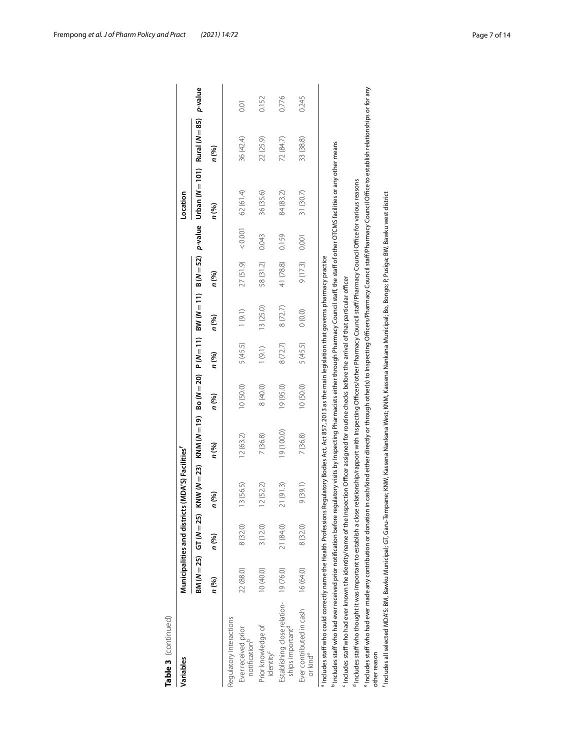**Table 3** (continued)

| Variables | Municipalities and districts (MDA'S) Facilities[f] | | | | | | | | | Location | | |
|---|---|---|---|---|---|---|---|---|---|---|---|---|
| | BM (*N* = 25) | GT (*N* = 25) | KNW (*N* = 23) | KNM (*N* = 19) | Bo (*N* = 20) | P (*N* = 11) | BW (*N* = 11) | B (*N* = 52) | *p*-value | Urban (*N* = 101) | Rural (*N* = 85) | *p*-value |
| | *n* (%) | *n* (%) | *n* (%) | *n* (%) | *n* (%) | *n* (%) | *n* (%) | *n* (%) | | *n* (%) | *n* (%) | |
| Regulatory interactions | | | | | | | | | | | | |
| Ever received prior notification[b] | 22 (88.0) | 8 (32.0) | 13 (56.5) | 12 (63.2) | 10 (50.0) | 5 (45.5) | 1 (9.1) | 27 (51.9) | < 0.001 | 62 (61.4) | 36 (42.4) | 0.01 |
| Prior knowledge of identity[c] | 10 (40.0) | 3 (12.0) | 12 (52.2) | 7 (36.8) | 8 (40.0) | 1 (9.1) | 13 (25.0) | 58 (31.2) | 0.043 | 36 (35.6) | 22 (25.9) | 0.152 |
| Establishing close relationships important[d] | 19 (76.0) | 21 (84.0) | 21 (91.3) | 19 (100.0) | 19 (95.0) | 8 (72.7) | 8 (72.7) | 41 (78.8) | 0.159 | 84 (83.2) | 72 (84.7) | 0.776 |
| Ever contributed in cash or kind[e] | 16 (64.0) | 8 (32.0) | 9 (39.1) | 7 (36.8) | 10 (50.0) | 5 (45.5) | 0 (0.0) | 9 (17.3) | 0.001 | 31 (30.7) | 33 (38.8) | 0.245 |

[a] Includes staff who could correctly name the Health Professions Regulatory Bodies Act, Act 857, 2013 as the main legislation that governs pharmacy practice

[b] Includes staff who had ever received prior notification before regulatory visits by Inspecting Pharmacists either through Pharmacy Council staff, the staff of other OTCMS facilities or any other means

[c] Includes staff who had ever known the identity/name of the Inspection Officer assigned for routine checks before the arrival of that particular officer

[d] Includes staff who thought it was important to establish a close relationship/rapport with Inspecting Officers/other Pharmacy Council staff/Pharmacy Council Office for various reasons

[e] Includes staff who had ever made any contribution or donation in cash/kind either directly or through other(s) to Inspecting Officers/Pharmacy Council staff/Pharmacy Council Office to establish relationships or for any other reason

[f] Includes all selected MDA'S: BM, Bawku Municipal; GT, Garu-Tempane; KNW, Kassena Nankana West; KNM, Kassena Nankana Municipal; Bo, Bongo; P, Pusiga; BW, Bawku west district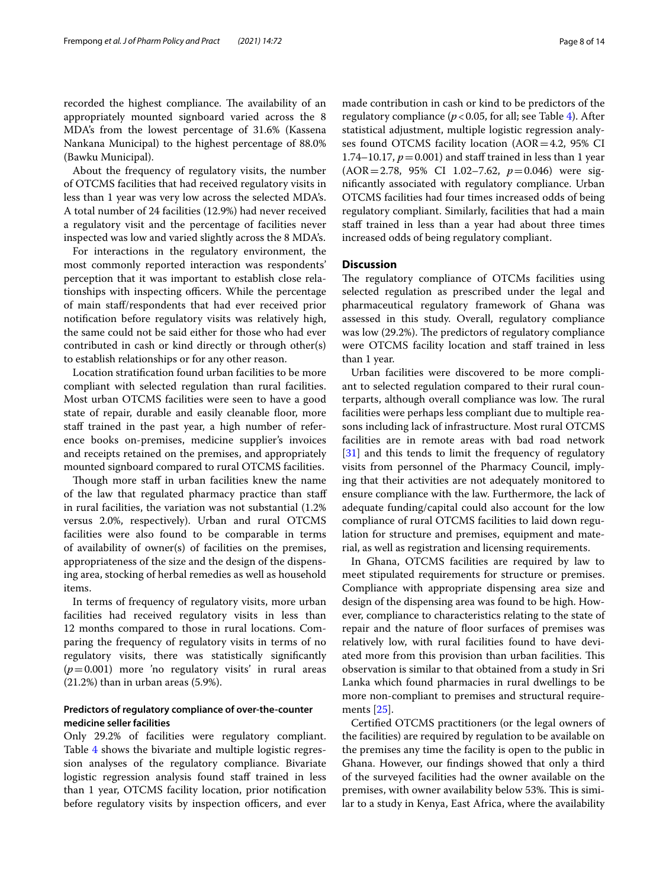recorded the highest compliance. The availability of an appropriately mounted signboard varied across the 8 MDA's from the lowest percentage of 31.6% (Kassena Nankana Municipal) to the highest percentage of 88.0% (Bawku Municipal).

About the frequency of regulatory visits, the number of OTCMS facilities that had received regulatory visits in less than 1 year was very low across the selected MDA's. A total number of 24 facilities (12.9%) had never received a regulatory visit and the percentage of facilities never inspected was low and varied slightly across the 8 MDA's.

For interactions in the regulatory environment, the most commonly reported interaction was respondents' perception that it was important to establish close relationships with inspecting officers. While the percentage of main staff/respondents that had ever received prior notification before regulatory visits was relatively high, the same could not be said either for those who had ever contributed in cash or kind directly or through other(s) to establish relationships or for any other reason.

Location stratification found urban facilities to be more compliant with selected regulation than rural facilities. Most urban OTCMS facilities were seen to have a good state of repair, durable and easily cleanable floor, more staff trained in the past year, a high number of reference books on-premises, medicine supplier's invoices and receipts retained on the premises, and appropriately mounted signboard compared to rural OTCMS facilities.

Though more staff in urban facilities knew the name of the law that regulated pharmacy practice than staff in rural facilities, the variation was not substantial (1.2% versus 2.0%, respectively). Urban and rural OTCMS facilities were also found to be comparable in terms of availability of owner(s) of facilities on the premises, appropriateness of the size and the design of the dispensing area, stocking of herbal remedies as well as household items.

In terms of frequency of regulatory visits, more urban facilities had received regulatory visits in less than 12 months compared to those in rural locations. Comparing the frequency of regulatory visits in terms of no regulatory visits, there was statistically significantly ($p = 0.001$) more 'no regulatory visits' in rural areas (21.2%) than in urban areas (5.9%).

### Predictors of regulatory compliance of over-the-counter medicine seller facilities

Only 29.2% of facilities were regulatory compliant. Table 4 shows the bivariate and multiple logistic regression analyses of the regulatory compliance. Bivariate logistic regression analysis found staff trained in less than 1 year, OTCMS facility location, prior notification before regulatory visits by inspection officers, and ever made contribution in cash or kind to be predictors of the regulatory compliance ($p < 0.05$, for all; see Table 4). After statistical adjustment, multiple logistic regression analyses found OTCMS facility location (AOR = 4.2, 95% CI 1.74–10.17, $p = 0.001$) and staff trained in less than 1 year (AOR = 2.78, 95% CI 1.02–7.62, $p = 0.046$) were significantly associated with regulatory compliance. Urban OTCMS facilities had four times increased odds of being regulatory compliant. Similarly, facilities that had a main staff trained in less than a year had about three times increased odds of being regulatory compliant.

## Discussion

The regulatory compliance of OTCMs facilities using selected regulation as prescribed under the legal and pharmaceutical regulatory framework of Ghana was assessed in this study. Overall, regulatory compliance was low (29.2%). The predictors of regulatory compliance were OTCMS facility location and staff trained in less than 1 year.

Urban facilities were discovered to be more compliant to selected regulation compared to their rural counterparts, although overall compliance was low. The rural facilities were perhaps less compliant due to multiple reasons including lack of infrastructure. Most rural OTCMS facilities are in remote areas with bad road network [31] and this tends to limit the frequency of regulatory visits from personnel of the Pharmacy Council, implying that their activities are not adequately monitored to ensure compliance with the law. Furthermore, the lack of adequate funding/capital could also account for the low compliance of rural OTCMS facilities to laid down regulation for structure and premises, equipment and material, as well as registration and licensing requirements.

In Ghana, OTCMS facilities are required by law to meet stipulated requirements for structure or premises. Compliance with appropriate dispensing area size and design of the dispensing area was found to be high. However, compliance to characteristics relating to the state of repair and the nature of floor surfaces of premises was relatively low, with rural facilities found to have deviated more from this provision than urban facilities. This observation is similar to that obtained from a study in Sri Lanka which found pharmacies in rural dwellings to be more non-compliant to premises and structural requirements [25].

Certified OTCMS practitioners (or the legal owners of the facilities) are required by regulation to be available on the premises any time the facility is open to the public in Ghana. However, our findings showed that only a third of the surveyed facilities had the owner available on the premises, with owner availability below 53%. This is similar to a study in Kenya, East Africa, where the availability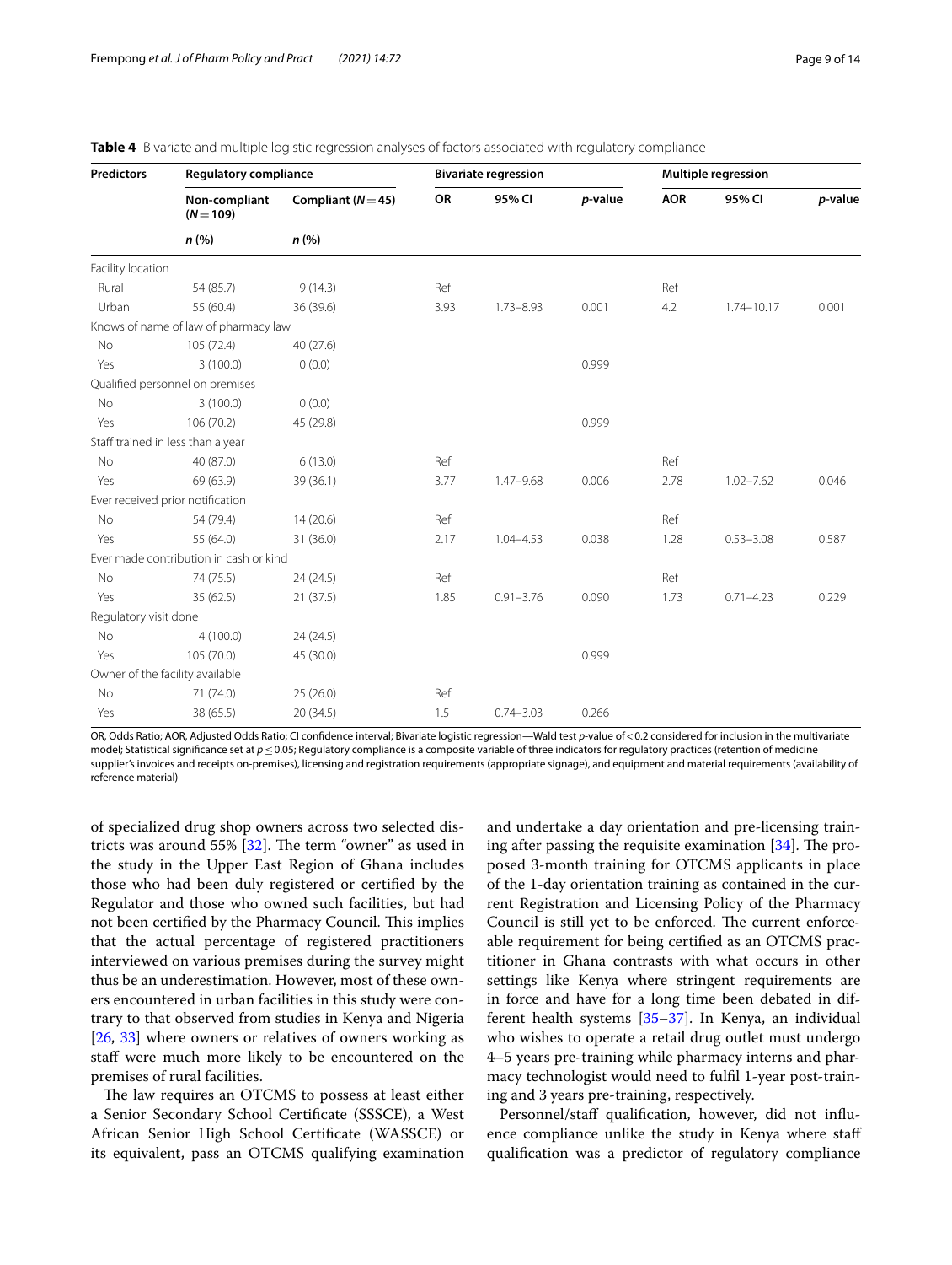**Table 4** Bivariate and multiple logistic regression analyses of factors associated with regulatory compliance

| Predictors | Regulatory compliance | | Bivariate regression | | | Multiple regression | | |
|---|---|---|---|---|---|---|---|---|
| | Non-compliant (N = 109) | Compliant (N = 45) | OR | 95% CI | *p*-value | AOR | 95% CI | *p*-value |
| | *n* (%) | *n* (%) | | | | | | |
| Facility location | | | | | | | | |
| Rural | 54 (85.7) | 9 (14.3) | Ref | | | Ref | | |
| Urban | 55 (60.4) | 36 (39.6) | 3.93 | 1.73–8.93 | 0.001 | 4.2 | 1.74–10.17 | 0.001 |
| Knows of name of law of pharmacy law | | | | | | | | |
| No | 105 (72.4) | 40 (27.6) | | | | | | |
| Yes | 3 (100.0) | 0 (0.0) | | | 0.999 | | | |
| Qualified personnel on premises | | | | | | | | |
| No | 3 (100.0) | 0 (0.0) | | | | | | |
| Yes | 106 (70.2) | 45 (29.8) | | | 0.999 | | | |
| Staff trained in less than a year | | | | | | | | |
| No | 40 (87.0) | 6 (13.0) | Ref | | | Ref | | |
| Yes | 69 (63.9) | 39 (36.1) | 3.77 | 1.47–9.68 | 0.006 | 2.78 | 1.02–7.62 | 0.046 |
| Ever received prior notification | | | | | | | | |
| No | 54 (79.4) | 14 (20.6) | Ref | | | Ref | | |
| Yes | 55 (64.0) | 31 (36.0) | 2.17 | 1.04–4.53 | 0.038 | 1.28 | 0.53–3.08 | 0.587 |
| Ever made contribution in cash or kind | | | | | | | | |
| No | 74 (75.5) | 24 (24.5) | Ref | | | Ref | | |
| Yes | 35 (62.5) | 21 (37.5) | 1.85 | 0.91–3.76 | 0.090 | 1.73 | 0.71–4.23 | 0.229 |
| Regulatory visit done | | | | | | | | |
| No | 4 (100.0) | 24 (24.5) | | | | | | |
| Yes | 105 (70.0) | 45 (30.0) | | | 0.999 | | | |
| Owner of the facility available | | | | | | | | |
| No | 71 (74.0) | 25 (26.0) | Ref | | | | | |
| Yes | 38 (65.5) | 20 (34.5) | 1.5 | 0.74–3.03 | 0.266 | | | |

OR, Odds Ratio; AOR, Adjusted Odds Ratio; CI confidence interval; Bivariate logistic regression—Wald test *p*-value of < 0.2 considered for inclusion in the multivariate model; Statistical significance set at $p \leq 0.05$; Regulatory compliance is a composite variable of three indicators for regulatory practices (retention of medicine supplier's invoices and receipts on-premises), licensing and registration requirements (appropriate signage), and equipment and material requirements (availability of reference material)

of specialized drug shop owners across two selected districts was around 55% [32]. The term "owner" as used in the study in the Upper East Region of Ghana includes those who had been duly registered or certified by the Regulator and those who owned such facilities, but had not been certified by the Pharmacy Council. This implies that the actual percentage of registered practitioners interviewed on various premises during the survey might thus be an underestimation. However, most of these owners encountered in urban facilities in this study were contrary to that observed from studies in Kenya and Nigeria [26, 33] where owners or relatives of owners working as staff were much more likely to be encountered on the premises of rural facilities.

The law requires an OTCMS to possess at least either a Senior Secondary School Certificate (SSSCE), a West African Senior High School Certificate (WASSCE) or its equivalent, pass an OTCMS qualifying examination and undertake a day orientation and pre-licensing training after passing the requisite examination [34]. The proposed 3-month training for OTCMS applicants in place of the 1-day orientation training as contained in the current Registration and Licensing Policy of the Pharmacy Council is still yet to be enforced. The current enforceable requirement for being certified as an OTCMS practitioner in Ghana contrasts with what occurs in other settings like Kenya where stringent requirements are in force and have for a long time been debated in different health systems [35–37]. In Kenya, an individual who wishes to operate a retail drug outlet must undergo 4–5 years pre-training while pharmacy interns and pharmacy technologist would need to fulfil 1-year post-training and 3 years pre-training, respectively.

Personnel/staff qualification, however, did not influence compliance unlike the study in Kenya where staff qualification was a predictor of regulatory compliance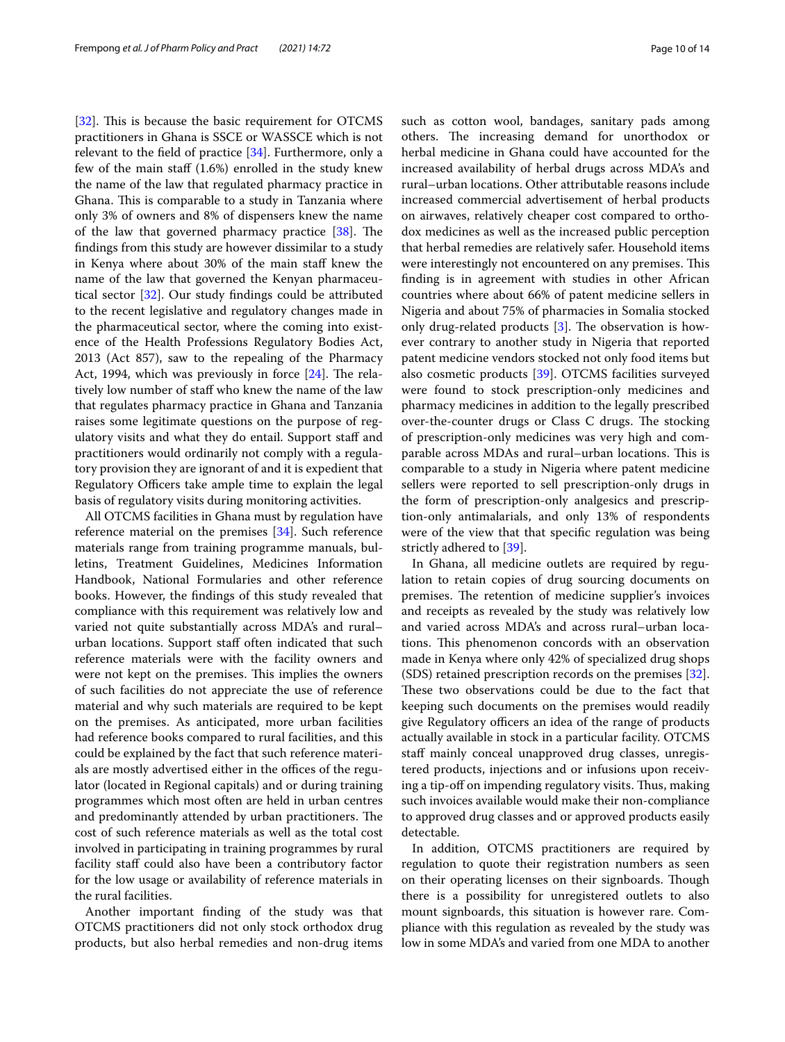[32]. This is because the basic requirement for OTCMS practitioners in Ghana is SSCE or WASSCE which is not relevant to the field of practice [34]. Furthermore, only a few of the main staff (1.6%) enrolled in the study knew the name of the law that regulated pharmacy practice in Ghana. This is comparable to a study in Tanzania where only 3% of owners and 8% of dispensers knew the name of the law that governed pharmacy practice [38]. The findings from this study are however dissimilar to a study in Kenya where about 30% of the main staff knew the name of the law that governed the Kenyan pharmaceutical sector [32]. Our study findings could be attributed to the recent legislative and regulatory changes made in the pharmaceutical sector, where the coming into existence of the Health Professions Regulatory Bodies Act, 2013 (Act 857), saw to the repealing of the Pharmacy Act, 1994, which was previously in force [24]. The relatively low number of staff who knew the name of the law that regulates pharmacy practice in Ghana and Tanzania raises some legitimate questions on the purpose of regulatory visits and what they do entail. Support staff and practitioners would ordinarily not comply with a regulatory provision they are ignorant of and it is expedient that Regulatory Officers take ample time to explain the legal basis of regulatory visits during monitoring activities.

All OTCMS facilities in Ghana must by regulation have reference material on the premises [34]. Such reference materials range from training programme manuals, bulletins, Treatment Guidelines, Medicines Information Handbook, National Formularies and other reference books. However, the findings of this study revealed that compliance with this requirement was relatively low and varied not quite substantially across MDA's and rural–urban locations. Support staff often indicated that such reference materials were with the facility owners and were not kept on the premises. This implies the owners of such facilities do not appreciate the use of reference material and why such materials are required to be kept on the premises. As anticipated, more urban facilities had reference books compared to rural facilities, and this could be explained by the fact that such reference materials are mostly advertised either in the offices of the regulator (located in Regional capitals) and or during training programmes which most often are held in urban centres and predominantly attended by urban practitioners. The cost of such reference materials as well as the total cost involved in participating in training programmes by rural facility staff could also have been a contributory factor for the low usage or availability of reference materials in the rural facilities.

Another important finding of the study was that OTCMS practitioners did not only stock orthodox drug products, but also herbal remedies and non-drug items such as cotton wool, bandages, sanitary pads among others. The increasing demand for unorthodox or herbal medicine in Ghana could have accounted for the increased availability of herbal drugs across MDA's and rural–urban locations. Other attributable reasons include increased commercial advertisement of herbal products on airwaves, relatively cheaper cost compared to orthodox medicines as well as the increased public perception that herbal remedies are relatively safer. Household items were interestingly not encountered on any premises. This finding is in agreement with studies in other African countries where about 66% of patent medicine sellers in Nigeria and about 75% of pharmacies in Somalia stocked only drug-related products [3]. The observation is however contrary to another study in Nigeria that reported patent medicine vendors stocked not only food items but also cosmetic products [39]. OTCMS facilities surveyed were found to stock prescription-only medicines and pharmacy medicines in addition to the legally prescribed over-the-counter drugs or Class C drugs. The stocking of prescription-only medicines was very high and comparable across MDAs and rural–urban locations. This is comparable to a study in Nigeria where patent medicine sellers were reported to sell prescription-only drugs in the form of prescription-only analgesics and prescription-only antimalarials, and only 13% of respondents were of the view that that specific regulation was being strictly adhered to [39].

In Ghana, all medicine outlets are required by regulation to retain copies of drug sourcing documents on premises. The retention of medicine supplier's invoices and receipts as revealed by the study was relatively low and varied across MDA's and across rural–urban locations. This phenomenon concords with an observation made in Kenya where only 42% of specialized drug shops (SDS) retained prescription records on the premises [32]. These two observations could be due to the fact that keeping such documents on the premises would readily give Regulatory officers an idea of the range of products actually available in stock in a particular facility. OTCMS staff mainly conceal unapproved drug classes, unregistered products, injections and or infusions upon receiving a tip-off on impending regulatory visits. Thus, making such invoices available would make their non-compliance to approved drug classes and or approved products easily detectable.

In addition, OTCMS practitioners are required by regulation to quote their registration numbers as seen on their operating licenses on their signboards. Though there is a possibility for unregistered outlets to also mount signboards, this situation is however rare. Compliance with this regulation as revealed by the study was low in some MDA's and varied from one MDA to another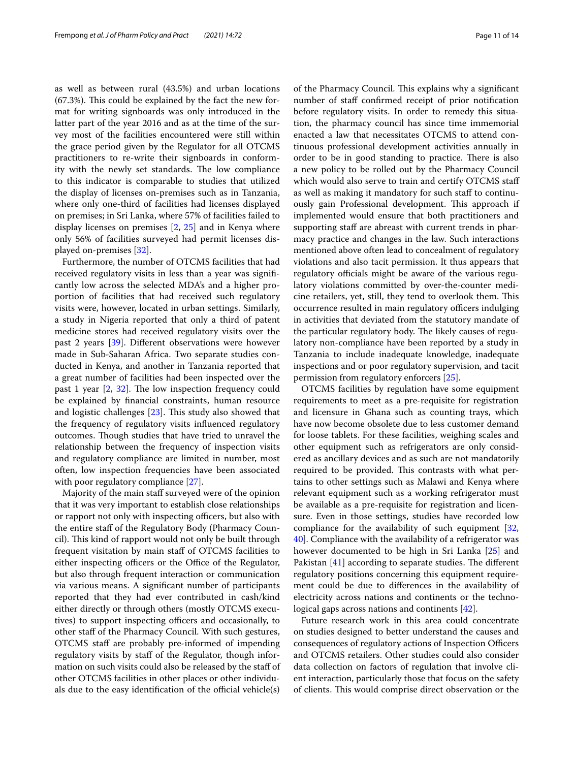as well as between rural (43.5%) and urban locations (67.3%). This could be explained by the fact the new format for writing signboards was only introduced in the latter part of the year 2016 and as at the time of the survey most of the facilities encountered were still within the grace period given by the Regulator for all OTCMS practitioners to re-write their signboards in conformity with the newly set standards. The low compliance to this indicator is comparable to studies that utilized the display of licenses on-premises such as in Tanzania, where only one-third of facilities had licenses displayed on premises; in Sri Lanka, where 57% of facilities failed to display licenses on premises [2, 25] and in Kenya where only 56% of facilities surveyed had permit licenses displayed on-premises [32].

Furthermore, the number of OTCMS facilities that had received regulatory visits in less than a year was significantly low across the selected MDA's and a higher proportion of facilities that had received such regulatory visits were, however, located in urban settings. Similarly, a study in Nigeria reported that only a third of patent medicine stores had received regulatory visits over the past 2 years [39]. Different observations were however made in Sub-Saharan Africa. Two separate studies conducted in Kenya, and another in Tanzania reported that a great number of facilities had been inspected over the past 1 year [2, 32]. The low inspection frequency could be explained by financial constraints, human resource and logistic challenges [23]. This study also showed that the frequency of regulatory visits influenced regulatory outcomes. Though studies that have tried to unravel the relationship between the frequency of inspection visits and regulatory compliance are limited in number, most often, low inspection frequencies have been associated with poor regulatory compliance [27].

Majority of the main staff surveyed were of the opinion that it was very important to establish close relationships or rapport not only with inspecting officers, but also with the entire staff of the Regulatory Body (Pharmacy Council). This kind of rapport would not only be built through frequent visitation by main staff of OTCMS facilities to either inspecting officers or the Office of the Regulator, but also through frequent interaction or communication via various means. A significant number of participants reported that they had ever contributed in cash/kind either directly or through others (mostly OTCMS executives) to support inspecting officers and occasionally, to other staff of the Pharmacy Council. With such gestures, OTCMS staff are probably pre-informed of impending regulatory visits by staff of the Regulator, though information on such visits could also be released by the staff of other OTCMS facilities in other places or other individuals due to the easy identification of the official vehicle(s) of the Pharmacy Council. This explains why a significant number of staff confirmed receipt of prior notification before regulatory visits. In order to remedy this situation, the pharmacy council has since time immemorial enacted a law that necessitates OTCMS to attend continuous professional development activities annually in order to be in good standing to practice. There is also a new policy to be rolled out by the Pharmacy Council which would also serve to train and certify OTCMS staff as well as making it mandatory for such staff to continuously gain Professional development. This approach if implemented would ensure that both practitioners and supporting staff are abreast with current trends in pharmacy practice and changes in the law. Such interactions mentioned above often lead to concealment of regulatory violations and also tacit permission. It thus appears that regulatory officials might be aware of the various regulatory violations committed by over-the-counter medicine retailers, yet, still, they tend to overlook them. This occurrence resulted in main regulatory officers indulging in activities that deviated from the statutory mandate of the particular regulatory body. The likely causes of regulatory non-compliance have been reported by a study in Tanzania to include inadequate knowledge, inadequate inspections and or poor regulatory supervision, and tacit permission from regulatory enforcers [25].

OTCMS facilities by regulation have some equipment requirements to meet as a pre-requisite for registration and licensure in Ghana such as counting trays, which have now become obsolete due to less customer demand for loose tablets. For these facilities, weighing scales and other equipment such as refrigerators are only considered as ancillary devices and as such are not mandatorily required to be provided. This contrasts with what pertains to other settings such as Malawi and Kenya where relevant equipment such as a working refrigerator must be available as a pre-requisite for registration and licensure. Even in those settings, studies have recorded low compliance for the availability of such equipment [32, 40]. Compliance with the availability of a refrigerator was however documented to be high in Sri Lanka [25] and Pakistan [41] according to separate studies. The different regulatory positions concerning this equipment requirement could be due to differences in the availability of electricity across nations and continents or the technological gaps across nations and continents [42].

Future research work in this area could concentrate on studies designed to better understand the causes and consequences of regulatory actions of Inspection Officers and OTCMS retailers. Other studies could also consider data collection on factors of regulation that involve client interaction, particularly those that focus on the safety of clients. This would comprise direct observation or the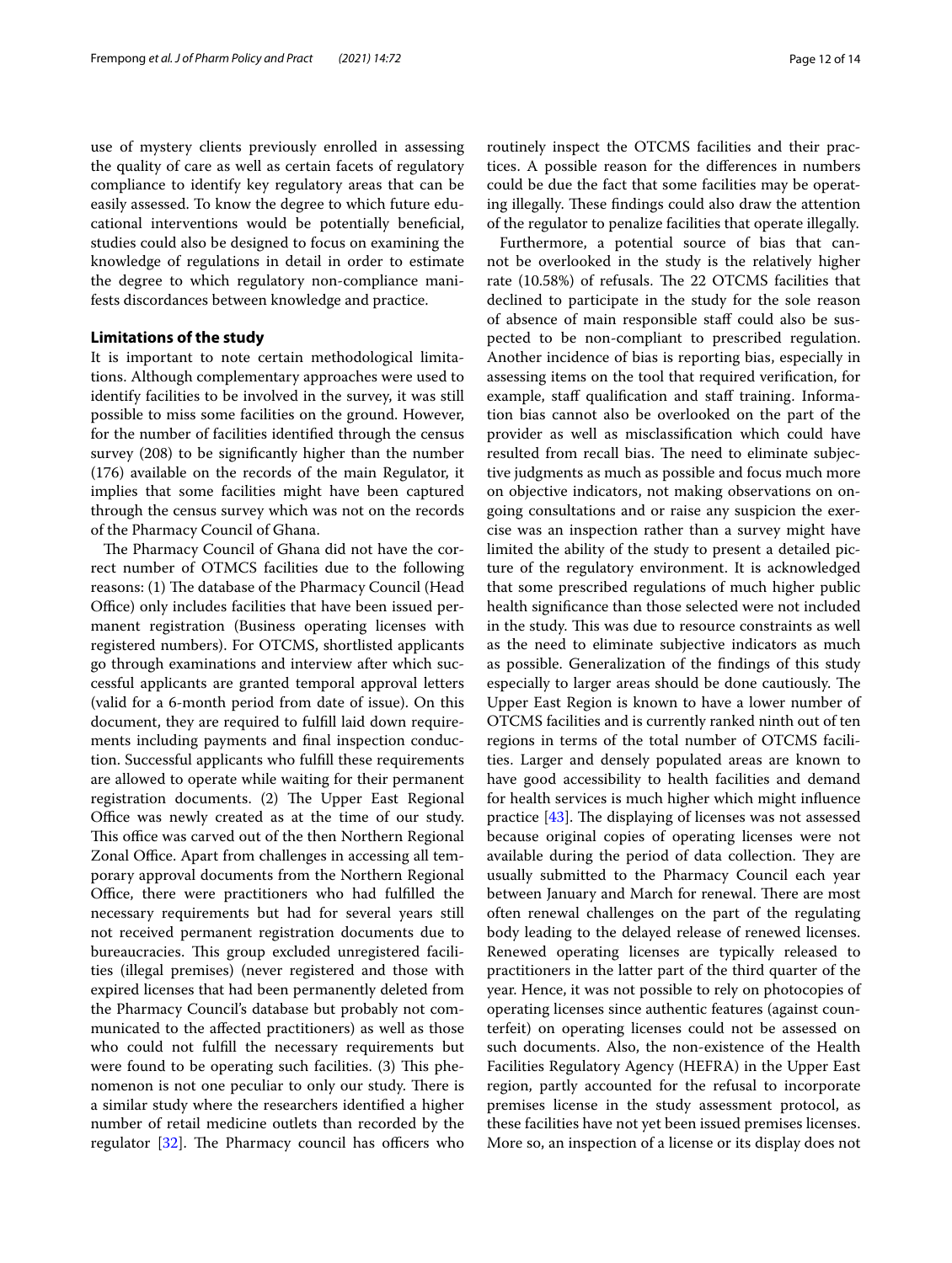use of mystery clients previously enrolled in assessing the quality of care as well as certain facets of regulatory compliance to identify key regulatory areas that can be easily assessed. To know the degree to which future educational interventions would be potentially beneficial, studies could also be designed to focus on examining the knowledge of regulations in detail in order to estimate the degree to which regulatory non-compliance manifests discordances between knowledge and practice.

## Limitations of the study

It is important to note certain methodological limitations. Although complementary approaches were used to identify facilities to be involved in the survey, it was still possible to miss some facilities on the ground. However, for the number of facilities identified through the census survey (208) to be significantly higher than the number (176) available on the records of the main Regulator, it implies that some facilities might have been captured through the census survey which was not on the records of the Pharmacy Council of Ghana.

The Pharmacy Council of Ghana did not have the correct number of OTMCS facilities due to the following reasons: (1) The database of the Pharmacy Council (Head Office) only includes facilities that have been issued permanent registration (Business operating licenses with registered numbers). For OTCMS, shortlisted applicants go through examinations and interview after which successful applicants are granted temporal approval letters (valid for a 6-month period from date of issue). On this document, they are required to fulfill laid down requirements including payments and final inspection conduction. Successful applicants who fulfill these requirements are allowed to operate while waiting for their permanent registration documents. (2) The Upper East Regional Office was newly created as at the time of our study. This office was carved out of the then Northern Regional Zonal Office. Apart from challenges in accessing all temporary approval documents from the Northern Regional Office, there were practitioners who had fulfilled the necessary requirements but had for several years still not received permanent registration documents due to bureaucracies. This group excluded unregistered facilities (illegal premises) (never registered and those with expired licenses that had been permanently deleted from the Pharmacy Council's database but probably not communicated to the affected practitioners) as well as those who could not fulfill the necessary requirements but were found to be operating such facilities. (3) This phenomenon is not one peculiar to only our study. There is a similar study where the researchers identified a higher number of retail medicine outlets than recorded by the regulator [32]. The Pharmacy council has officers who routinely inspect the OTCMS facilities and their practices. A possible reason for the differences in numbers could be due the fact that some facilities may be operating illegally. These findings could also draw the attention of the regulator to penalize facilities that operate illegally.

Furthermore, a potential source of bias that cannot be overlooked in the study is the relatively higher rate (10.58%) of refusals. The 22 OTCMS facilities that declined to participate in the study for the sole reason of absence of main responsible staff could also be suspected to be non-compliant to prescribed regulation. Another incidence of bias is reporting bias, especially in assessing items on the tool that required verification, for example, staff qualification and staff training. Information bias cannot also be overlooked on the part of the provider as well as misclassification which could have resulted from recall bias. The need to eliminate subjective judgments as much as possible and focus much more on objective indicators, not making observations on ongoing consultations and or raise any suspicion the exercise was an inspection rather than a survey might have limited the ability of the study to present a detailed picture of the regulatory environment. It is acknowledged that some prescribed regulations of much higher public health significance than those selected were not included in the study. This was due to resource constraints as well as the need to eliminate subjective indicators as much as possible. Generalization of the findings of this study especially to larger areas should be done cautiously. The Upper East Region is known to have a lower number of OTCMS facilities and is currently ranked ninth out of ten regions in terms of the total number of OTCMS facilities. Larger and densely populated areas are known to have good accessibility to health facilities and demand for health services is much higher which might influence practice [43]. The displaying of licenses was not assessed because original copies of operating licenses were not available during the period of data collection. They are usually submitted to the Pharmacy Council each year between January and March for renewal. There are most often renewal challenges on the part of the regulating body leading to the delayed release of renewed licenses. Renewed operating licenses are typically released to practitioners in the latter part of the third quarter of the year. Hence, it was not possible to rely on photocopies of operating licenses since authentic features (against counterfeit) on operating licenses could not be assessed on such documents. Also, the non-existence of the Health Facilities Regulatory Agency (HEFRA) in the Upper East region, partly accounted for the refusal to incorporate premises license in the study assessment protocol, as these facilities have not yet been issued premises licenses. More so, an inspection of a license or its display does not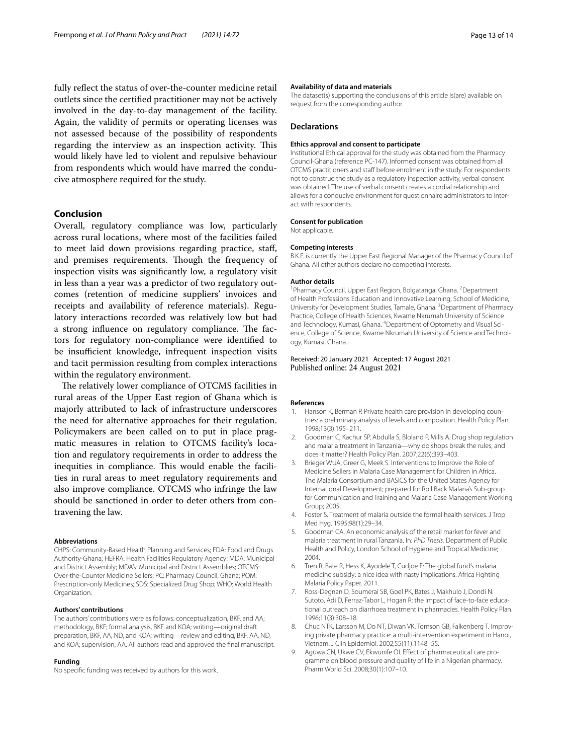fully reflect the status of over-the-counter medicine retail outlets since the certified practitioner may not be actively involved in the day-to-day management of the facility. Again, the validity of permits or operating licenses was not assessed because of the possibility of respondents regarding the interview as an inspection activity. This would likely have led to violent and repulsive behaviour from respondents which would have marred the conducive atmosphere required for the study.

## Conclusion

Overall, regulatory compliance was low, particularly across rural locations, where most of the facilities failed to meet laid down provisions regarding practice, staff, and premises requirements. Though the frequency of inspection visits was significantly low, a regulatory visit in less than a year was a predictor of two regulatory outcomes (retention of medicine suppliers' invoices and receipts and availability of reference materials). Regulatory interactions recorded was relatively low but had a strong influence on regulatory compliance. The factors for regulatory non-compliance were identified to be insufficient knowledge, infrequent inspection visits and tacit permission resulting from complex interactions within the regulatory environment.

The relatively lower compliance of OTCMS facilities in rural areas of the Upper East region of Ghana which is majorly attributed to lack of infrastructure underscores the need for alternative approaches for their regulation. Policymakers are been called on to put in place pragmatic measures in relation to OTCMS facility's location and regulatory requirements in order to address the inequities in compliance. This would enable the facilities in rural areas to meet regulatory requirements and also improve compliance. OTCMS who infringe the law should be sanctioned in order to deter others from contravening the law.

#### Abbreviations

CHPS: Community-Based Health Planning and Services; FDA: Food and Drugs Authority-Ghana; HEFRA: Health Facilities Regulatory Agency; MDA: Municipal and District Assembly; MDA's: Municipal and District Assemblies; OTCMS: Over-the-Counter Medicine Sellers; PC: Pharmacy Council, Ghana; POM: Prescription-only Medicines; SDS: Specialized Drug Shop; WHO: World Health Organization.

#### Authors' contributions

The authors' contributions were as follows: conceptualization, BKF, and AA; methodology, BKF; formal analysis, BKF and KOA; writing—original draft preparation, BKF, AA, ND, and KOA; writing—review and editing, BKF, AA, ND, and KOA; supervision, AA. All authors read and approved the final manuscript.

#### Funding

No specific funding was received by authors for this work.

#### Availability of data and materials

The dataset(s) supporting the conclusions of this article is(are) available on request from the corresponding author.

### Declarations

#### Ethics approval and consent to participate

Institutional Ethical approval for the study was obtained from the Pharmacy Council-Ghana (reference PC-147). Informed consent was obtained from all OTCMS practitioners and staff before enrolment in the study. For respondents not to construe the study as a regulatory inspection activity, verbal consent was obtained. The use of verbal consent creates a cordial relationship and allows for a conducive environment for questionnaire administrators to interact with respondents.

#### Consent for publication

Not applicable.

#### Competing interests

B.K.F. is currently the Upper East Regional Manager of the Pharmacy Council of Ghana. All other authors declare no competing interests.

#### Author details

[1]Pharmacy Council, Upper East Region, Bolgatanga, Ghana. [2]Department of Health Professions Education and Innovative Learning, School of Medicine, University for Development Studies, Tamale, Ghana. [3]Department of Pharmacy Practice, College of Health Sciences, Kwame Nkrumah University of Science and Technology, Kumasi, Ghana. [4]Department of Optometry and Visual Science, College of Science, Kwame Nkrumah University of Science and Technology, Kumasi, Ghana.

Received: 20 January 2021 Accepted: 17 August 2021
Published online: 24 August 2021

#### References

1. Hanson K, Berman P. Private health care provision in developing countries: a preliminary analysis of levels and composition. Health Policy Plan. 1998;13(3):195–211.
2. Goodman C, Kachur SP, Abdulla S, Bloland P, Mills A. Drug shop regulation and malaria treatment in Tanzania—why do shops break the rules, and does it matter? Health Policy Plan. 2007;22(6):393–403.
3. Brieger WUA, Greer G, Meek S. Interventions to Improve the Role of Medicine Sellers in Malaria Case Management for Children in Africa. The Malaria Consortium and BASICS for the United States Agency for International Development; prepared for Roll Back Malaria's Sub-group for Communication and Training and Malaria Case Management Working Group; 2005.
4. Foster S. Treatment of malaria outside the formal health services. J Trop Med Hyg. 1995;98(1):29–34.
5. Goodman CA. An economic analysis of the retail market for fever and malaria treatment in rural Tanzania. In: *PhD Thesis.* Department of Public Health and Policy, London School of Hygiene and Tropical Medicine; 2004.
6. Tren R, Bate R, Hess K, Ayodele T, Cudjoe F: The global fund's malaria medicine subsidy: a nice idea with nasty implications. Africa Fighting Malaria Policy Paper. 2011.
7. Ross-Degnan D, Soumerai SB, Goel PK, Bates J, Makhulo J, Dondi N. Sutoto, Adi D, Ferraz-Tabor L, Hogan R: the impact of face-to-face educational outreach on diarrhoea treatment in pharmacies. Health Policy Plan. 1996;11(3):308–18.
8. Chuc NTK, Larsson M, Do NT, Diwan VK, Tomson GB, Falkenberg T. Improving private pharmacy practice: a multi-intervention experiment in Hanoi, Vietnam. J Clin Epidemiol. 2002;55(11):1148–55.
9. Aguwa CN, Ukwe CV, Ekwunife OI. Effect of pharmaceutical care programme on blood pressure and quality of life in a Nigerian pharmacy. Pharm World Sci. 2008;30(1):107–10.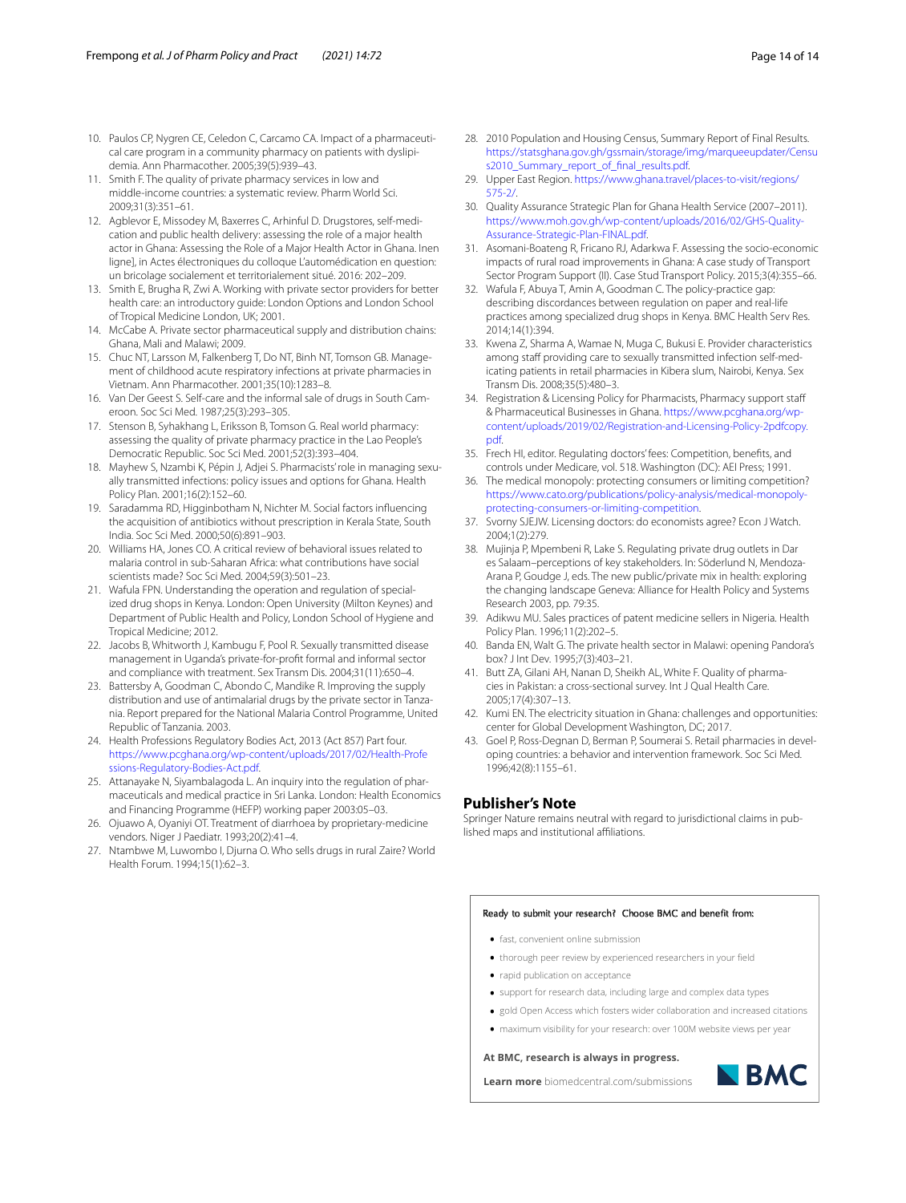10. Paulos CP, Nygren CE, Celedon C, Carcamo CA. Impact of a pharmaceutical care program in a community pharmacy on patients with dyslipidemia. Ann Pharmacother. 2005;39(5):939–43.
11. Smith F. The quality of private pharmacy services in low and middle-income countries: a systematic review. Pharm World Sci. 2009;31(3):351–61.
12. Agblevor E, Missodey M, Baxerres C, Arhinful D. Drugstores, self-medication and public health delivery: assessing the role of a major health actor in Ghana: Assessing the Role of a Major Health Actor in Ghana. Inen ligne], in Actes électroniques du colloque L'automédication en question: un bricolage socialement et territorialement situé. 2016: 202–209.
13. Smith E, Brugha R, Zwi A. Working with private sector providers for better health care: an introductory guide: London Options and London School of Tropical Medicine London, UK; 2001.
14. McCabe A. Private sector pharmaceutical supply and distribution chains: Ghana, Mali and Malawi; 2009.
15. Chuc NT, Larsson M, Falkenberg T, Do NT, Binh NT, Tomson GB. Management of childhood acute respiratory infections at private pharmacies in Vietnam. Ann Pharmacother. 2001;35(10):1283–8.
16. Van Der Geest S. Self-care and the informal sale of drugs in South Cameroon. Soc Sci Med. 1987;25(3):293–305.
17. Stenson B, Syhakhang L, Eriksson B, Tomson G. Real world pharmacy: assessing the quality of private pharmacy practice in the Lao People's Democratic Republic. Soc Sci Med. 2001;52(3):393–404.
18. Mayhew S, Nzambi K, Pépin J, Adjei S. Pharmacists' role in managing sexually transmitted infections: policy issues and options for Ghana. Health Policy Plan. 2001;16(2):152–60.
19. Saradamma RD, Higginbotham N, Nichter M. Social factors influencing the acquisition of antibiotics without prescription in Kerala State, South India. Soc Sci Med. 2000;50(6):891–903.
20. Williams HA, Jones CO. A critical review of behavioral issues related to malaria control in sub-Saharan Africa: what contributions have social scientists made? Soc Sci Med. 2004;59(3):501–23.
21. Wafula FPN. Understanding the operation and regulation of specialized drug shops in Kenya. London: Open University (Milton Keynes) and Department of Public Health and Policy, London School of Hygiene and Tropical Medicine; 2012.
22. Jacobs B, Whitworth J, Kambugu F, Pool R. Sexually transmitted disease management in Uganda's private-for-profit formal and informal sector and compliance with treatment. Sex Transm Dis. 2004;31(11):650–4.
23. Battersby A, Goodman C, Abondo C, Mandike R. Improving the supply distribution and use of antimalarial drugs by the private sector in Tanzania. Report prepared for the National Malaria Control Programme, United Republic of Tanzania. 2003.
24. Health Professions Regulatory Bodies Act, 2013 (Act 857) Part four. https://www.pcghana.org/wp-content/uploads/2017/02/Health-Professions-Regulatory-Bodies-Act.pdf.
25. Attanayake N, Siyambalagoda L. An inquiry into the regulation of pharmaceuticals and medical practice in Sri Lanka. London: Health Economics and Financing Programme (HEFP) working paper 2003:05–03.
26. Ojuawo A, Oyaniyi OT. Treatment of diarrhoea by proprietary-medicine vendors. Niger J Paediatr. 1993;20(2):41–4.
27. Ntambwe M, Luwombo I, Djurna O. Who sells drugs in rural Zaire? World Health Forum. 1994;15(1):62–3.
28. 2010 Population and Housing Census, Summary Report of Final Results. https://statsghana.gov.gh/gssmain/storage/img/marqueeupdater/Census2010_Summary_report_of_final_results.pdf.
29. Upper East Region. https://www.ghana.travel/places-to-visit/regions/575-2/.
30. Quality Assurance Strategic Plan for Ghana Health Service (2007–2011). https://www.moh.gov.gh/wp-content/uploads/2016/02/GHS-Quality-Assurance-Strategic-Plan-FINAL.pdf.
31. Asomani-Boateng R, Fricano RJ, Adarkwa F. Assessing the socio-economic impacts of rural road improvements in Ghana: A case study of Transport Sector Program Support (II). Case Stud Transport Policy. 2015;3(4):355–66.
32. Wafula F, Abuya T, Amin A, Goodman C. The policy-practice gap: describing discordances between regulation on paper and real-life practices among specialized drug shops in Kenya. BMC Health Serv Res. 2014;14(1):394.
33. Kwena Z, Sharma A, Wamae N, Muga C, Bukusi E. Provider characteristics among staff providing care to sexually transmitted infection self-medicating patients in retail pharmacies in Kibera slum, Nairobi, Kenya. Sex Transm Dis. 2008;35(5):480–3.
34. Registration & Licensing Policy for Pharmacists, Pharmacy support staff & Pharmaceutical Businesses in Ghana. https://www.pcghana.org/wp-content/uploads/2019/02/Registration-and-Licensing-Policy-2pdfcopy.pdf.
35. Frech HI, editor. Regulating doctors' fees: Competition, benefits, and controls under Medicare, vol. 518. Washington (DC): AEI Press; 1991.
36. The medical monopoly: protecting consumers or limiting competition? https://www.cato.org/publications/policy-analysis/medical-monopoly-protecting-consumers-or-limiting-competition.
37. Svorny SEJW. Licensing doctors: do economists agree? Econ J Watch. 2004;1(2):279.
38. Mujinja P, Mpembeni R, Lake S. Regulating private drug outlets in Dar es Salaam–perceptions of key stakeholders. In: Söderlund N, Mendoza-Arana P, Goudge J, eds. The new public/private mix in health: exploring the changing landscape Geneva: Alliance for Health Policy and Systems Research 2003, pp. 79:35.
39. Adikwu MU. Sales practices of patent medicine sellers in Nigeria. Health Policy Plan. 1996;11(2):202–5.
40. Banda EN, Walt G. The private health sector in Malawi: opening Pandora's box? J Int Dev. 1995;7(3):403–21.
41. Butt ZA, Gilani AH, Nanan D, Sheikh AL, White F. Quality of pharmacies in Pakistan: a cross-sectional survey. Int J Qual Health Care. 2005;17(4):307–13.
42. Kumi EN. The electricity situation in Ghana: challenges and opportunities: center for Global Development Washington, DC; 2017.
43. Goel P, Ross-Degnan D, Berman P, Soumerai S. Retail pharmacies in developing countries: a behavior and intervention framework. Soc Sci Med. 1996;42(8):1155–61.

## Publisher's Note

Springer Nature remains neutral with regard to jurisdictional claims in published maps and institutional affiliations.

Ready to submit your research? Choose BMC and benefit from:

- fast, convenient online submission
- thorough peer review by experienced researchers in your field
- rapid publication on acceptance
- support for research data, including large and complex data types
- gold Open Access which fosters wider collaboration and increased citations
- maximum visibility for your research: over 100M website views per year

**At BMC, research is always in progress.**

**Learn more** biomedcentral.com/submissions

BMC